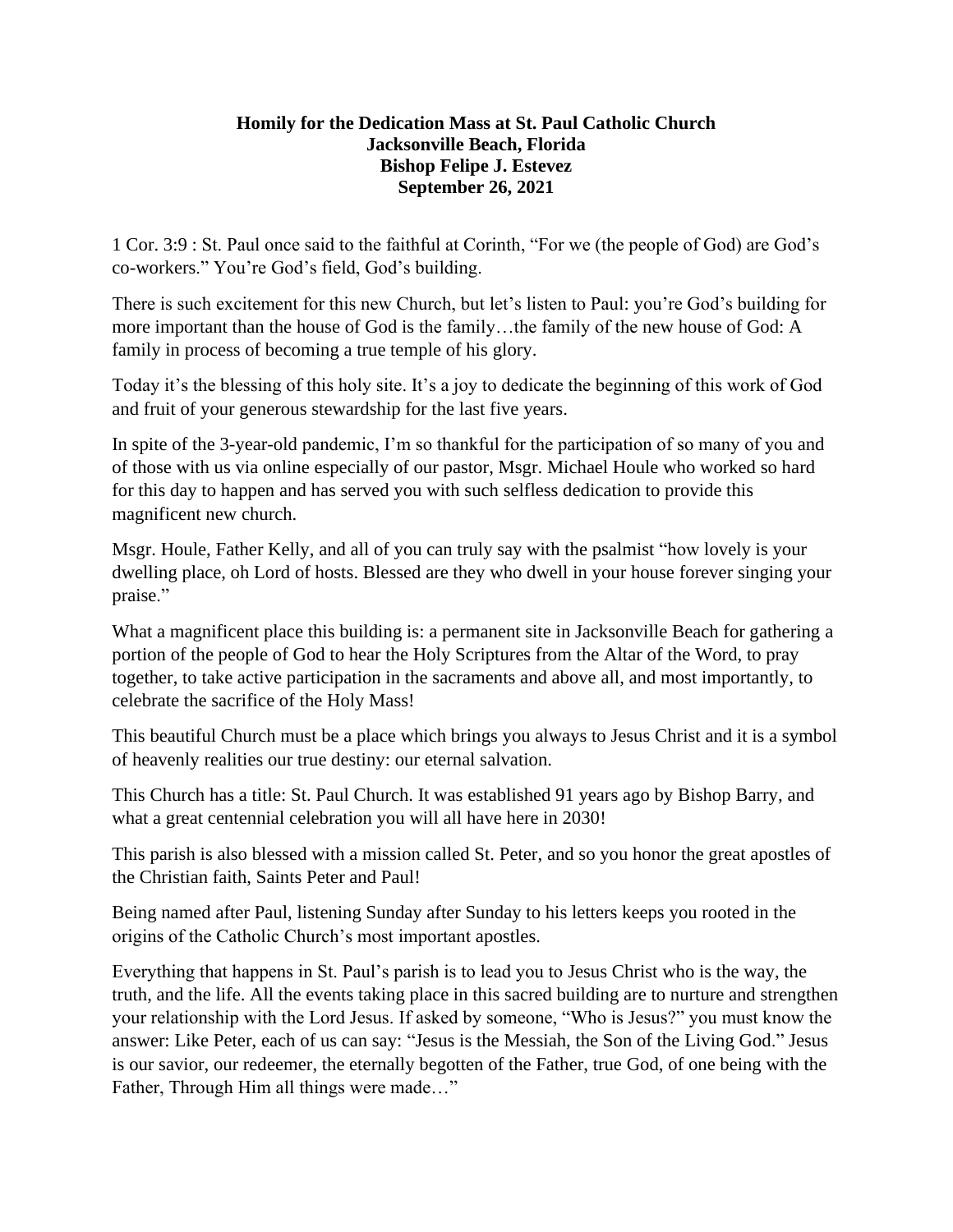**Homily for the Dedication Mass at St. Paul Catholic Church**
**Jacksonville Beach, Florida**
**Bishop Felipe J. Estevez**
**September 26, 2021**

1 Cor. 3:9 : St. Paul once said to the faithful at Corinth, "For we (the people of God) are God's co-workers." You're God's field, God's building.

There is such excitement for this new Church, but let's listen to Paul: you're God's building for more important than the house of God is the family…the family of the new house of God: A family in process of becoming a true temple of his glory.

Today it's the blessing of this holy site. It's a joy to dedicate the beginning of this work of God and fruit of your generous stewardship for the last five years.

In spite of the 3-year-old pandemic, I'm so thankful for the participation of so many of you and of those with us via online especially of our pastor, Msgr. Michael Houle who worked so hard for this day to happen and has served you with such selfless dedication to provide this magnificent new church.

Msgr. Houle, Father Kelly, and all of you can truly say with the psalmist "how lovely is your dwelling place, oh Lord of hosts. Blessed are they who dwell in your house forever singing your praise."

What a magnificent place this building is: a permanent site in Jacksonville Beach for gathering a portion of the people of God to hear the Holy Scriptures from the Altar of the Word, to pray together, to take active participation in the sacraments and above all, and most importantly, to celebrate the sacrifice of the Holy Mass!

This beautiful Church must be a place which brings you always to Jesus Christ and it is a symbol of heavenly realities our true destiny: our eternal salvation.

This Church has a title: St. Paul Church. It was established 91 years ago by Bishop Barry, and what a great centennial celebration you will all have here in 2030!

This parish is also blessed with a mission called St. Peter, and so you honor the great apostles of the Christian faith, Saints Peter and Paul!

Being named after Paul, listening Sunday after Sunday to his letters keeps you rooted in the origins of the Catholic Church's most important apostles.

Everything that happens in St. Paul's parish is to lead you to Jesus Christ who is the way, the truth, and the life. All the events taking place in this sacred building are to nurture and strengthen your relationship with the Lord Jesus. If asked by someone, "Who is Jesus?" you must know the answer: Like Peter, each of us can say: "Jesus is the Messiah, the Son of the Living God." Jesus is our savior, our redeemer, the eternally begotten of the Father, true God, of one being with the Father, Through Him all things were made…"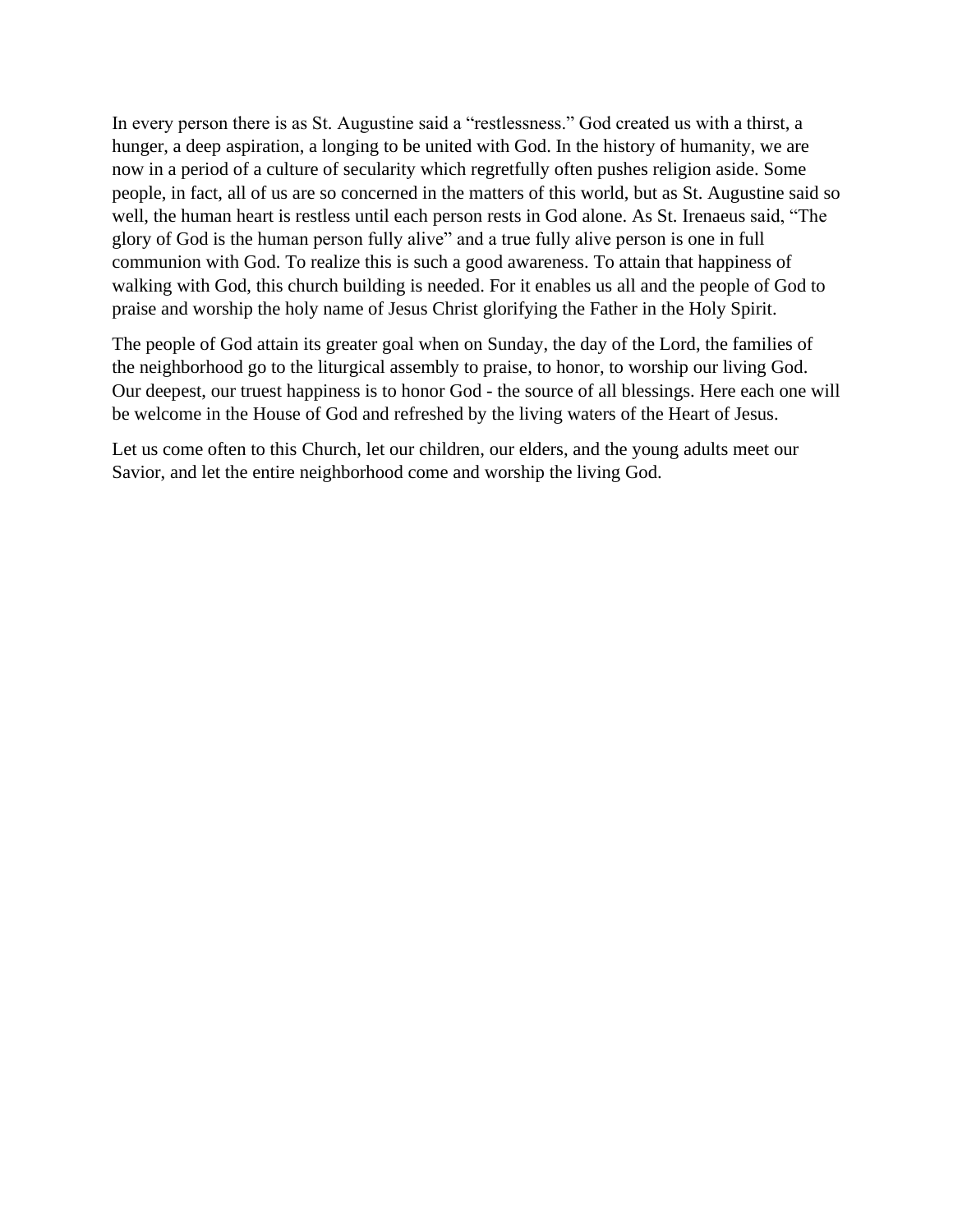In every person there is as St. Augustine said a "restlessness." God created us with a thirst, a hunger, a deep aspiration, a longing to be united with God. In the history of humanity, we are now in a period of a culture of secularity which regretfully often pushes religion aside. Some people, in fact, all of us are so concerned in the matters of this world, but as St. Augustine said so well, the human heart is restless until each person rests in God alone. As St. Irenaeus said, "The glory of God is the human person fully alive" and a true fully alive person is one in full communion with God. To realize this is such a good awareness. To attain that happiness of walking with God, this church building is needed. For it enables us all and the people of God to praise and worship the holy name of Jesus Christ glorifying the Father in the Holy Spirit.

The people of God attain its greater goal when on Sunday, the day of the Lord, the families of the neighborhood go to the liturgical assembly to praise, to honor, to worship our living God. Our deepest, our truest happiness is to honor God - the source of all blessings. Here each one will be welcome in the House of God and refreshed by the living waters of the Heart of Jesus.

Let us come often to this Church, let our children, our elders, and the young adults meet our Savior, and let the entire neighborhood come and worship the living God.